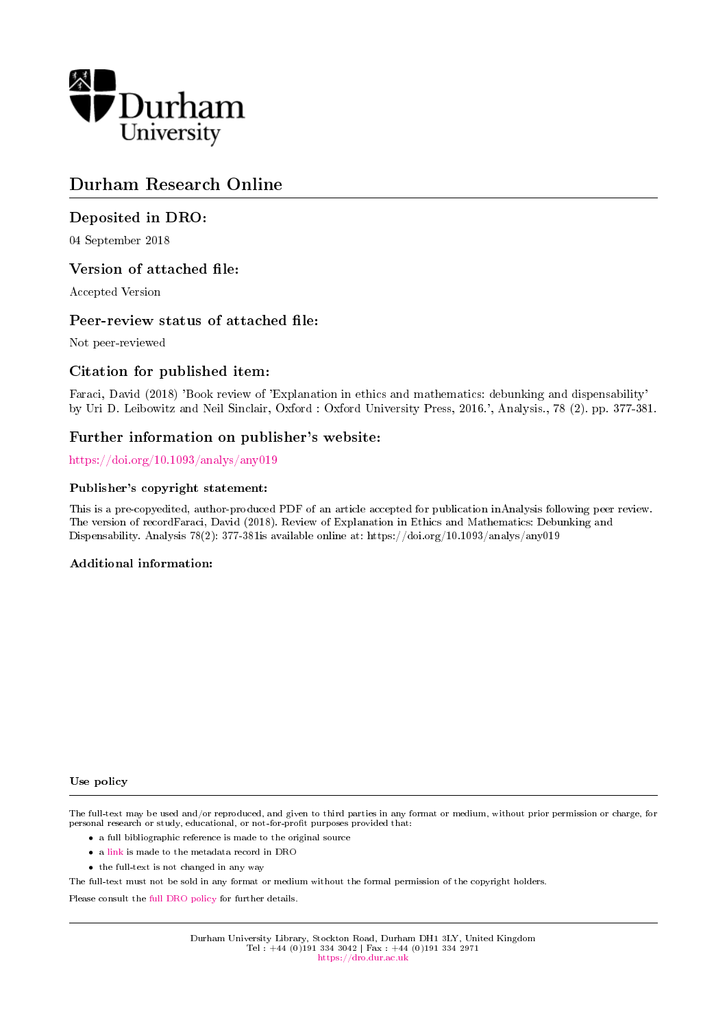Durham University

# Durham Research Online

## Deposited in DRO:

04 September 2018

## Version of attached file:

Accepted Version

## Peer-review status of attached file:

Not peer-reviewed

## Citation for published item:

Faraci, David (2018) 'Book review of 'Explanation in ethics and mathematics: debunking and dispensability' by Uri D. Leibowitz and Neil Sinclair, Oxford : Oxford University Press, 2016.', Analysis., 78 (2). pp. 377-381.

## Further information on publisher's website:

https://doi.org/10.1093/analys/any019

### Publisher's copyright statement:

This is a pre-copyedited, author-produced PDF of an article accepted for publication inAnalysis following peer review. The version of recordFaraci, David (2018). Review of Explanation in Ethics and Mathematics: Debunking and Dispensability. Analysis 78(2): 377-381is available online at: https://doi.org/10.1093/analys/any019

### Additional information:

### Use policy

The full-text may be used and/or reproduced, and given to third parties in any format or medium, without prior permission or charge, for personal research or study, educational, or not-for-profit purposes provided that:

- a full bibliographic reference is made to the original source
- a link is made to the metadata record in DRO
- the full-text is not changed in any way

The full-text must not be sold in any format or medium without the formal permission of the copyright holders.

Please consult the full DRO policy for further details.

Durham University Library, Stockton Road, Durham DH1 3LY, United Kingdom
Tel : +44 (0)191 334 3042 | Fax : +44 (0)191 334 2971
https://dro.dur.ac.uk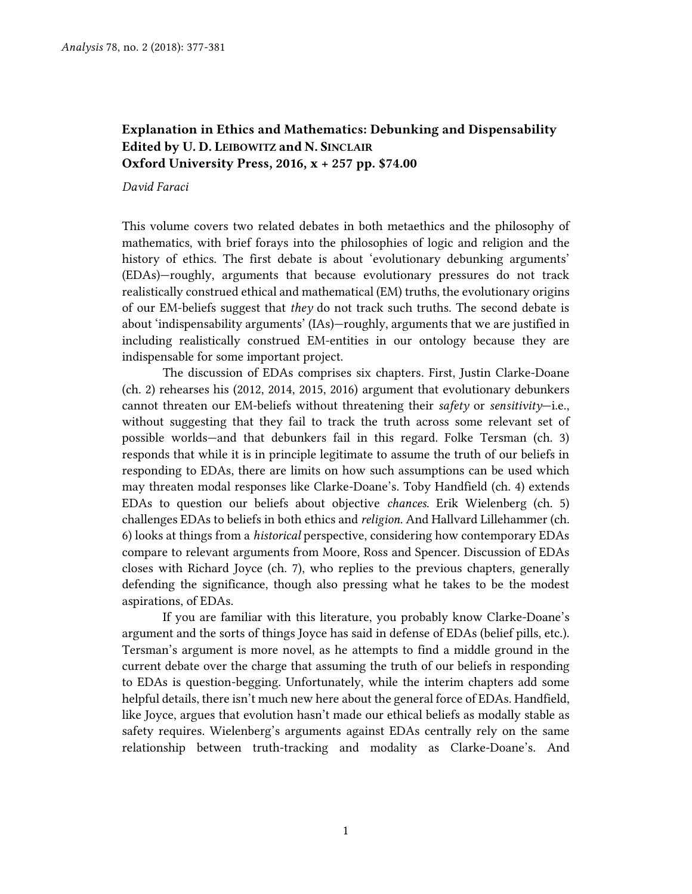*Analysis* 78, no. 2 (2018): 377-381

**Explanation in Ethics and Mathematics: Debunking and Dispensability**
**Edited by U. D. Leibowitz and N. Sinclair**
**Oxford University Press, 2016, x + 257 pp. $74.00**

*David Faraci*

This volume covers two related debates in both metaethics and the philosophy of mathematics, with brief forays into the philosophies of logic and religion and the history of ethics. The first debate is about 'evolutionary debunking arguments' (EDAs)—roughly, arguments that because evolutionary pressures do not track realistically construed ethical and mathematical (EM) truths, the evolutionary origins of our EM-beliefs suggest that *they* do not track such truths. The second debate is about 'indispensability arguments' (IAs)—roughly, arguments that we are justified in including realistically construed EM-entities in our ontology because they are indispensable for some important project.

The discussion of EDAs comprises six chapters. First, Justin Clarke-Doane (ch. 2) rehearses his (2012, 2014, 2015, 2016) argument that evolutionary debunkers cannot threaten our EM-beliefs without threatening their *safety* or *sensitivity*—i.e., without suggesting that they fail to track the truth across some relevant set of possible worlds—and that debunkers fail in this regard. Folke Tersman (ch. 3) responds that while it is in principle legitimate to assume the truth of our beliefs in responding to EDAs, there are limits on how such assumptions can be used which may threaten modal responses like Clarke-Doane's. Toby Handfield (ch. 4) extends EDAs to question our beliefs about objective *chances*. Erik Wielenberg (ch. 5) challenges EDAs to beliefs in both ethics and *religion*. And Hallvard Lillehammer (ch. 6) looks at things from a *historical* perspective, considering how contemporary EDAs compare to relevant arguments from Moore, Ross and Spencer. Discussion of EDAs closes with Richard Joyce (ch. 7), who replies to the previous chapters, generally defending the significance, though also pressing what he takes to be the modest aspirations, of EDAs.

If you are familiar with this literature, you probably know Clarke-Doane's argument and the sorts of things Joyce has said in defense of EDAs (belief pills, etc.). Tersman's argument is more novel, as he attempts to find a middle ground in the current debate over the charge that assuming the truth of our beliefs in responding to EDAs is question-begging. Unfortunately, while the interim chapters add some helpful details, there isn't much new here about the general force of EDAs. Handfield, like Joyce, argues that evolution hasn't made our ethical beliefs as modally stable as safety requires. Wielenberg's arguments against EDAs centrally rely on the same relationship between truth-tracking and modality as Clarke-Doane's. And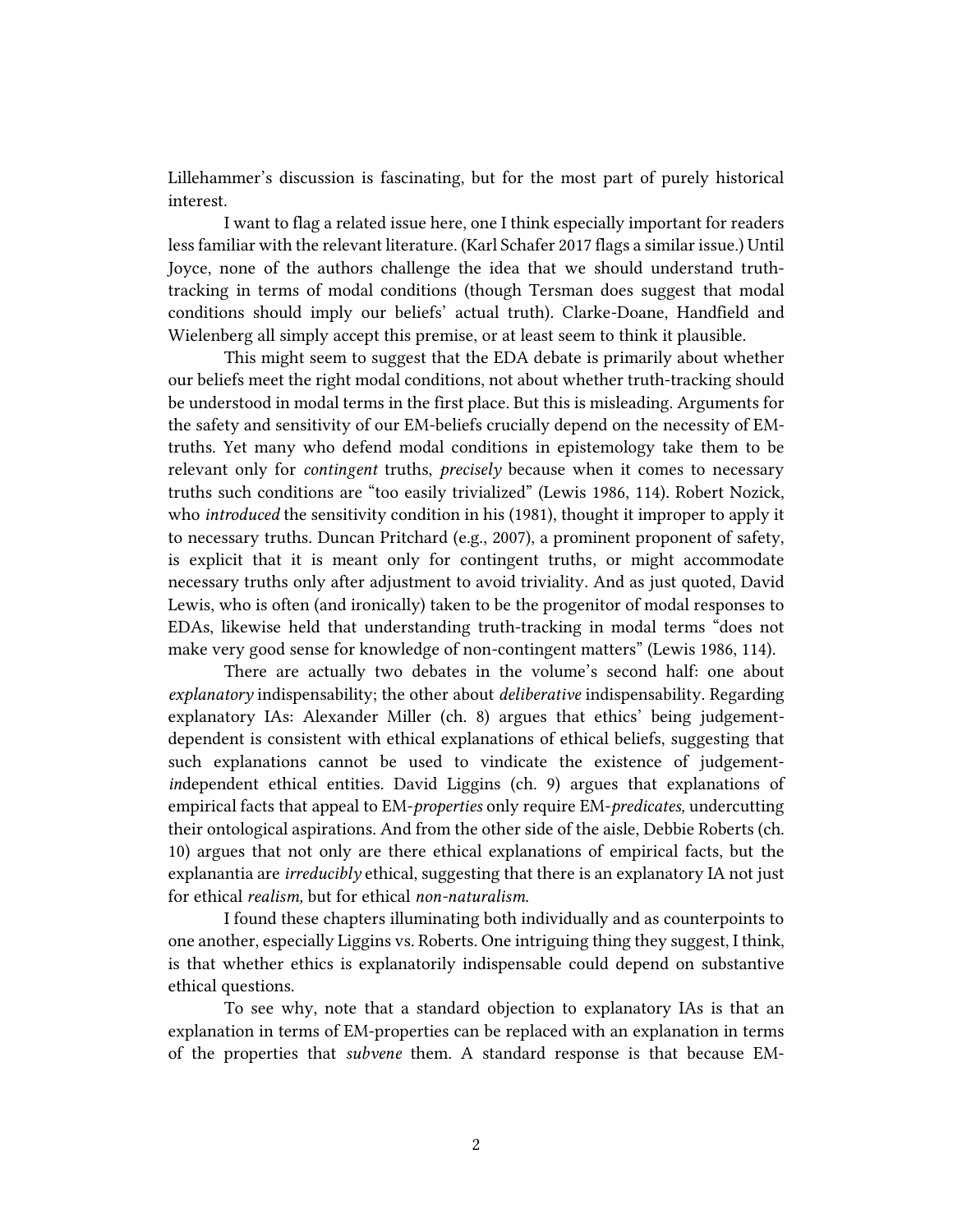Lillehammer's discussion is fascinating, but for the most part of purely historical interest.

I want to flag a related issue here, one I think especially important for readers less familiar with the relevant literature. (Karl Schafer 2017 flags a similar issue.) Until Joyce, none of the authors challenge the idea that we should understand truth-tracking in terms of modal conditions (though Tersman does suggest that modal conditions should imply our beliefs' actual truth). Clarke-Doane, Handfield and Wielenberg all simply accept this premise, or at least seem to think it plausible.

This might seem to suggest that the EDA debate is primarily about whether our beliefs meet the right modal conditions, not about whether truth-tracking should be understood in modal terms in the first place. But this is misleading. Arguments for the safety and sensitivity of our EM-beliefs crucially depend on the necessity of EM-truths. Yet many who defend modal conditions in epistemology take them to be relevant only for *contingent* truths, *precisely* because when it comes to necessary truths such conditions are "too easily trivialized" (Lewis 1986, 114). Robert Nozick, who *introduced* the sensitivity condition in his (1981), thought it improper to apply it to necessary truths. Duncan Pritchard (e.g., 2007), a prominent proponent of safety, is explicit that it is meant only for contingent truths, or might accommodate necessary truths only after adjustment to avoid triviality. And as just quoted, David Lewis, who is often (and ironically) taken to be the progenitor of modal responses to EDAs, likewise held that understanding truth-tracking in modal terms "does not make very good sense for knowledge of non-contingent matters" (Lewis 1986, 114).

There are actually two debates in the volume's second half: one about *explanatory* indispensability; the other about *deliberative* indispensability. Regarding explanatory IAs: Alexander Miller (ch. 8) argues that ethics' being judgement-dependent is consistent with ethical explanations of ethical beliefs, suggesting that such explanations cannot be used to vindicate the existence of judgement-*in*dependent ethical entities. David Liggins (ch. 9) argues that explanations of empirical facts that appeal to EM-*properties* only require EM-*predicates,* undercutting their ontological aspirations. And from the other side of the aisle, Debbie Roberts (ch. 10) argues that not only are there ethical explanations of empirical facts, but the explanantia are *irreducibly* ethical, suggesting that there is an explanatory IA not just for ethical *realism,* but for ethical *non-naturalism.*

I found these chapters illuminating both individually and as counterpoints to one another, especially Liggins vs. Roberts. One intriguing thing they suggest, I think, is that whether ethics is explanatorily indispensable could depend on substantive ethical questions.

To see why, note that a standard objection to explanatory IAs is that an explanation in terms of EM-properties can be replaced with an explanation in terms of the properties that *subvene* them. A standard response is that because EM-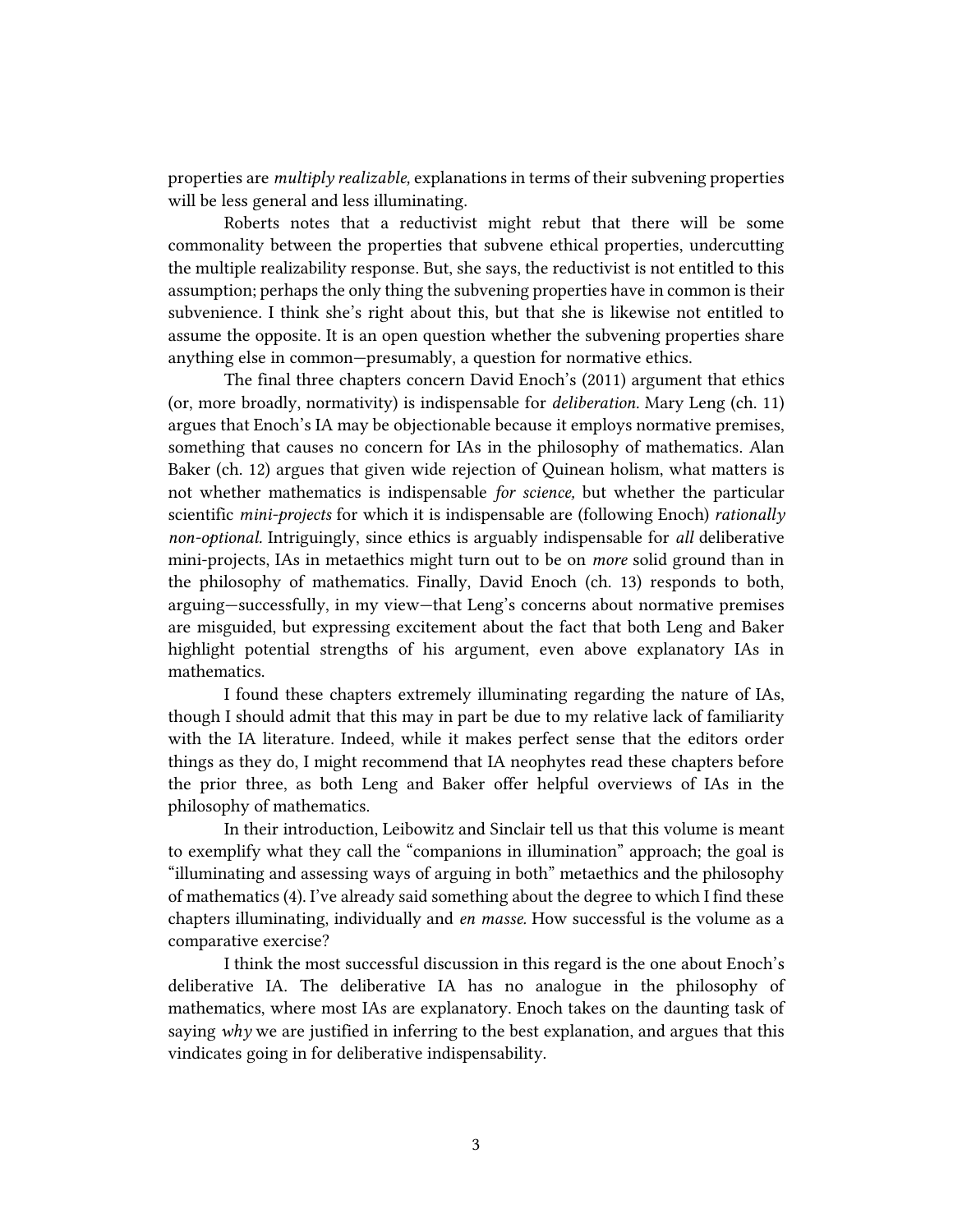properties are *multiply realizable,* explanations in terms of their subvening properties will be less general and less illuminating.

Roberts notes that a reductivist might rebut that there will be some commonality between the properties that subvene ethical properties, undercutting the multiple realizability response. But, she says, the reductivist is not entitled to this assumption; perhaps the only thing the subvening properties have in common is their subvenience. I think she's right about this, but that she is likewise not entitled to assume the opposite. It is an open question whether the subvening properties share anything else in common—presumably, a question for normative ethics.

The final three chapters concern David Enoch's (2011) argument that ethics (or, more broadly, normativity) is indispensable for *deliberation.* Mary Leng (ch. 11) argues that Enoch's IA may be objectionable because it employs normative premises, something that causes no concern for IAs in the philosophy of mathematics. Alan Baker (ch. 12) argues that given wide rejection of Quinean holism, what matters is not whether mathematics is indispensable *for science,* but whether the particular scientific *mini-projects* for which it is indispensable are (following Enoch) *rationally non-optional.* Intriguingly, since ethics is arguably indispensable for *all* deliberative mini-projects, IAs in metaethics might turn out to be on *more* solid ground than in the philosophy of mathematics. Finally, David Enoch (ch. 13) responds to both, arguing—successfully, in my view—that Leng's concerns about normative premises are misguided, but expressing excitement about the fact that both Leng and Baker highlight potential strengths of his argument, even above explanatory IAs in mathematics.

I found these chapters extremely illuminating regarding the nature of IAs, though I should admit that this may in part be due to my relative lack of familiarity with the IA literature. Indeed, while it makes perfect sense that the editors order things as they do, I might recommend that IA neophytes read these chapters before the prior three, as both Leng and Baker offer helpful overviews of IAs in the philosophy of mathematics.

In their introduction, Leibowitz and Sinclair tell us that this volume is meant to exemplify what they call the "companions in illumination" approach; the goal is "illuminating and assessing ways of arguing in both" metaethics and the philosophy of mathematics (4). I've already said something about the degree to which I find these chapters illuminating, individually and *en masse.* How successful is the volume as a comparative exercise?

I think the most successful discussion in this regard is the one about Enoch's deliberative IA. The deliberative IA has no analogue in the philosophy of mathematics, where most IAs are explanatory. Enoch takes on the daunting task of saying *why* we are justified in inferring to the best explanation, and argues that this vindicates going in for deliberative indispensability.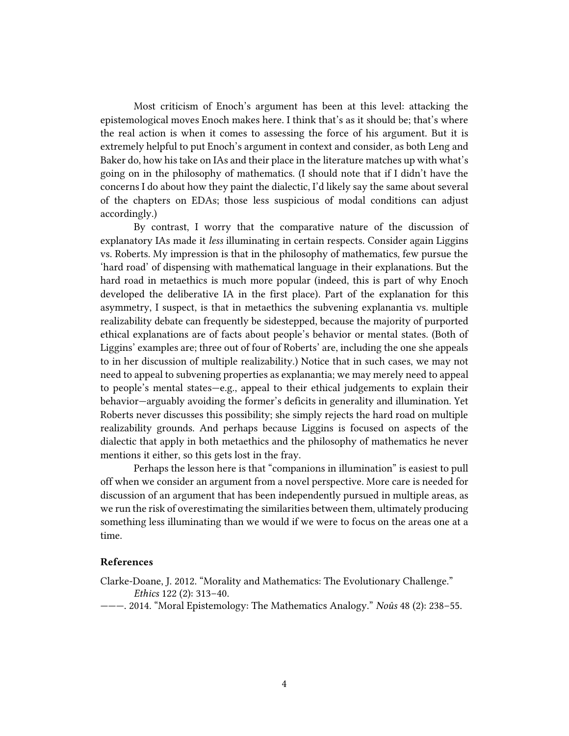Most criticism of Enoch's argument has been at this level: attacking the epistemological moves Enoch makes here. I think that's as it should be; that's where the real action is when it comes to assessing the force of his argument. But it is extremely helpful to put Enoch's argument in context and consider, as both Leng and Baker do, how his take on IAs and their place in the literature matches up with what's going on in the philosophy of mathematics. (I should note that if I didn't have the concerns I do about how they paint the dialectic, I'd likely say the same about several of the chapters on EDAs; those less suspicious of modal conditions can adjust accordingly.)

By contrast, I worry that the comparative nature of the discussion of explanatory IAs made it *less* illuminating in certain respects. Consider again Liggins vs. Roberts. My impression is that in the philosophy of mathematics, few pursue the 'hard road' of dispensing with mathematical language in their explanations. But the hard road in metaethics is much more popular (indeed, this is part of why Enoch developed the deliberative IA in the first place). Part of the explanation for this asymmetry, I suspect, is that in metaethics the subvening explanantia vs. multiple realizability debate can frequently be sidestepped, because the majority of purported ethical explanations are of facts about people's behavior or mental states. (Both of Liggins' examples are; three out of four of Roberts' are, including the one she appeals to in her discussion of multiple realizability.) Notice that in such cases, we may not need to appeal to subvening properties as explanantia; we may merely need to appeal to people's mental states—e.g., appeal to their ethical judgements to explain their behavior—arguably avoiding the former's deficits in generality and illumination. Yet Roberts never discusses this possibility; she simply rejects the hard road on multiple realizability grounds. And perhaps because Liggins is focused on aspects of the dialectic that apply in both metaethics and the philosophy of mathematics he never mentions it either, so this gets lost in the fray.

Perhaps the lesson here is that "companions in illumination" is easiest to pull off when we consider an argument from a novel perspective. More care is needed for discussion of an argument that has been independently pursued in multiple areas, as we run the risk of overestimating the similarities between them, ultimately producing something less illuminating than we would if we were to focus on the areas one at a time.

### References

Clarke-Doane, J. 2012. "Morality and Mathematics: The Evolutionary Challenge." *Ethics* 122 (2): 313–40.

———. 2014. "Moral Epistemology: The Mathematics Analogy." *Noûs* 48 (2): 238–55.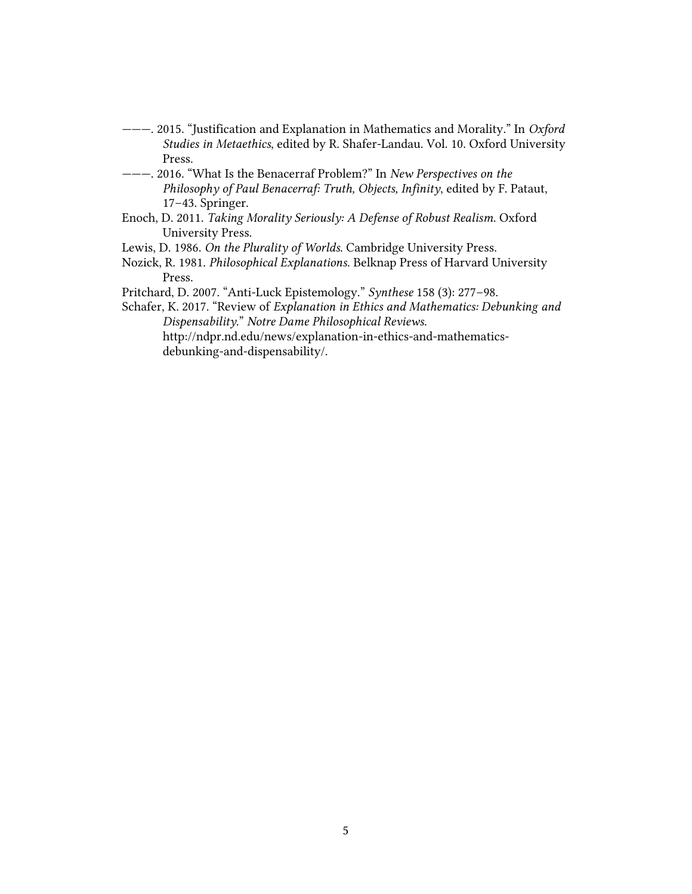———. 2015. "Justification and Explanation in Mathematics and Morality." In *Oxford Studies in Metaethics*, edited by R. Shafer-Landau. Vol. 10. Oxford University Press.

———. 2016. "What Is the Benacerraf Problem?" In *New Perspectives on the Philosophy of Paul Benacerraf: Truth, Objects, Infinity*, edited by F. Pataut, 17–43. Springer.

Enoch, D. 2011. *Taking Morality Seriously: A Defense of Robust Realism*. Oxford University Press.

Lewis, D. 1986. *On the Plurality of Worlds*. Cambridge University Press.

Nozick, R. 1981. *Philosophical Explanations*. Belknap Press of Harvard University Press.

Pritchard, D. 2007. "Anti-Luck Epistemology." *Synthese* 158 (3): 277–98.

Schafer, K. 2017. "Review of *Explanation in Ethics and Mathematics: Debunking and Dispensability*." *Notre Dame Philosophical Reviews*. http://ndpr.nd.edu/news/explanation-in-ethics-and-mathematics-debunking-and-dispensability/.